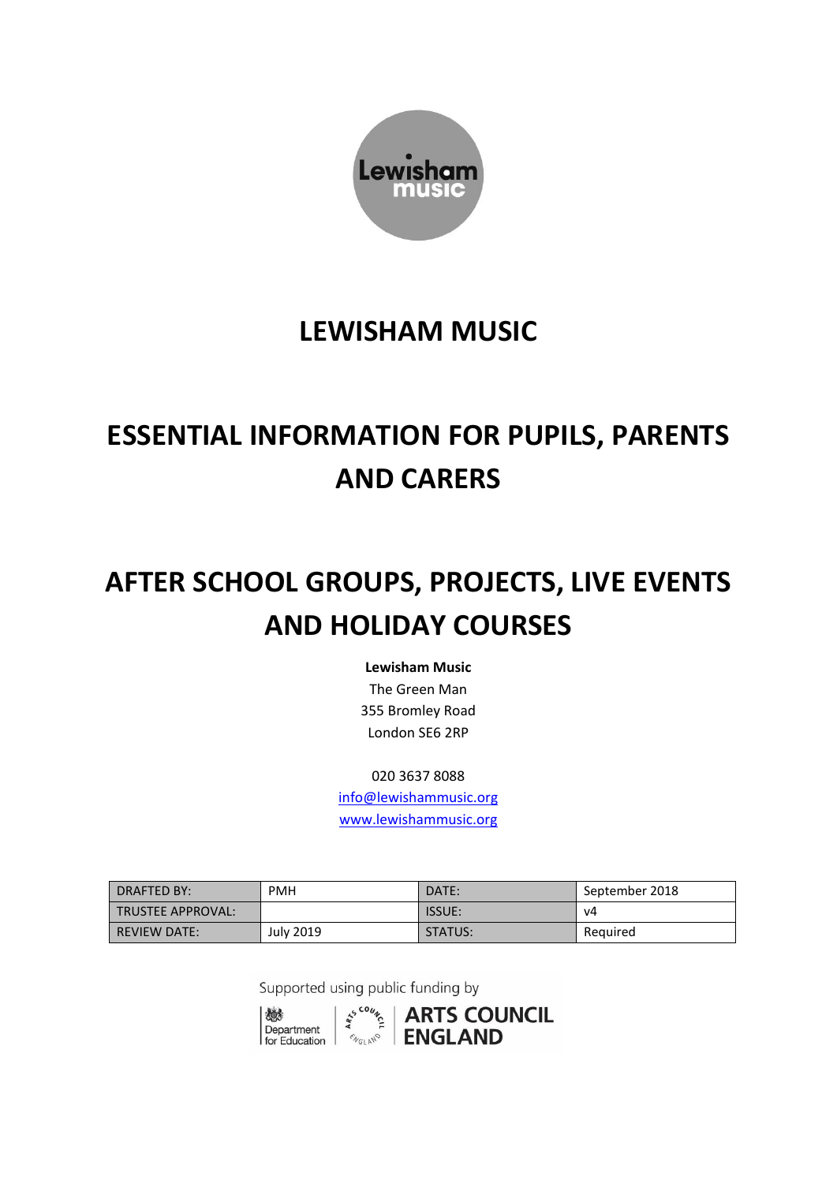# LEWISHAM MUSIC

# ESSENTIAL INFORMATION FOR PUPILS, PARENTS AND CARERS

# AFTER SCHOOL GROUPS, PROJECTS, LIVE EVENTS AND HOLIDAY COURSES

**Lewisham Music**
The Green Man
355 Bromley Road
London SE6 2RP

020 3637 8088
info@lewishammusic.org
www.lewishammusic.org

| DRAFTED BY: | PMH | DATE: | September 2018 |
|---|---|---|---|
| TRUSTEE APPROVAL: | | ISSUE: | v4 |
| REVIEW DATE: | July 2019 | STATUS: | Required |

Supported using public funding by

Department for Education | ARTS COUNCIL ENGLAND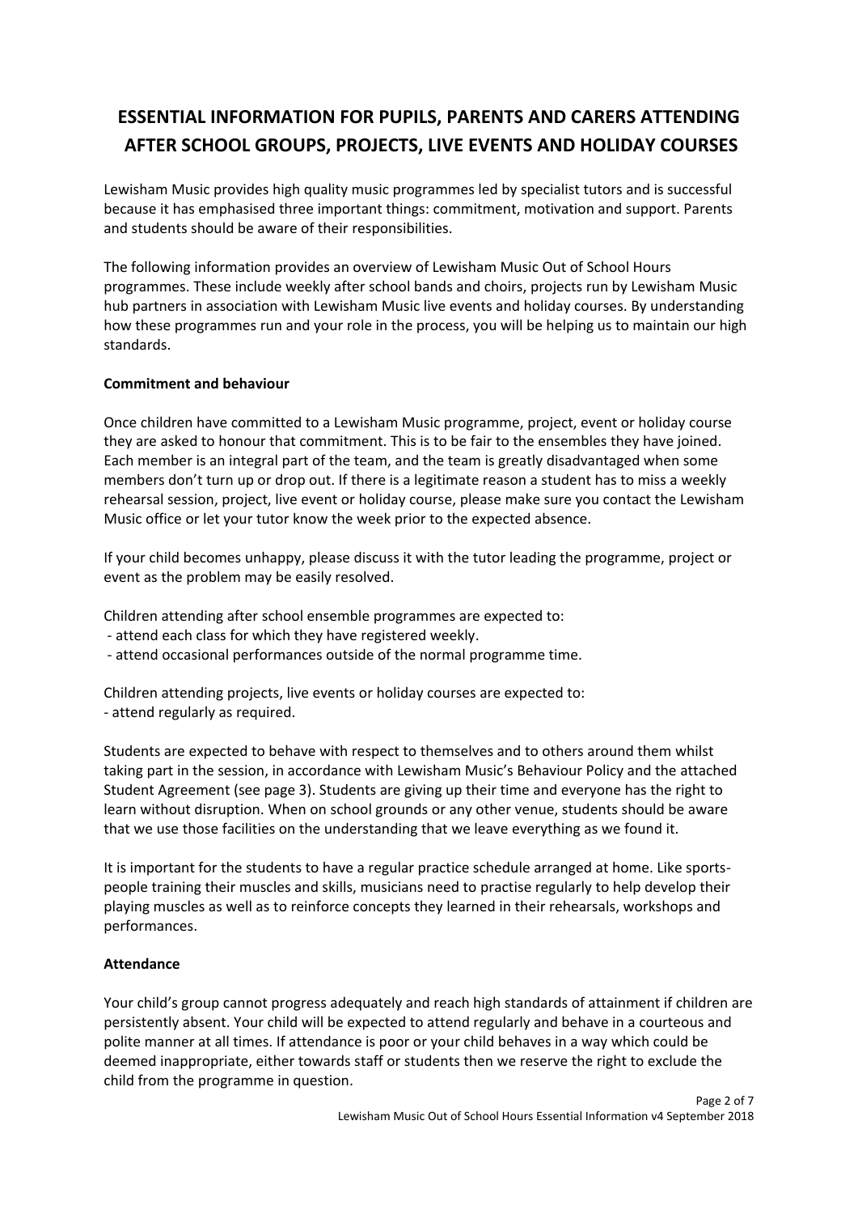# ESSENTIAL INFORMATION FOR PUPILS, PARENTS AND CARERS ATTENDING AFTER SCHOOL GROUPS, PROJECTS, LIVE EVENTS AND HOLIDAY COURSES

Lewisham Music provides high quality music programmes led by specialist tutors and is successful because it has emphasised three important things: commitment, motivation and support. Parents and students should be aware of their responsibilities.

The following information provides an overview of Lewisham Music Out of School Hours programmes. These include weekly after school bands and choirs, projects run by Lewisham Music hub partners in association with Lewisham Music live events and holiday courses. By understanding how these programmes run and your role in the process, you will be helping us to maintain our high standards.

**Commitment and behaviour**

Once children have committed to a Lewisham Music programme, project, event or holiday course they are asked to honour that commitment. This is to be fair to the ensembles they have joined. Each member is an integral part of the team, and the team is greatly disadvantaged when some members don't turn up or drop out. If there is a legitimate reason a student has to miss a weekly rehearsal session, project, live event or holiday course, please make sure you contact the Lewisham Music office or let your tutor know the week prior to the expected absence.

If your child becomes unhappy, please discuss it with the tutor leading the programme, project or event as the problem may be easily resolved.

Children attending after school ensemble programmes are expected to:
- attend each class for which they have registered weekly.
- attend occasional performances outside of the normal programme time.

Children attending projects, live events or holiday courses are expected to:
- attend regularly as required.

Students are expected to behave with respect to themselves and to others around them whilst taking part in the session, in accordance with Lewisham Music's Behaviour Policy and the attached Student Agreement (see page 3). Students are giving up their time and everyone has the right to learn without disruption. When on school grounds or any other venue, students should be aware that we use those facilities on the understanding that we leave everything as we found it.

It is important for the students to have a regular practice schedule arranged at home. Like sports-people training their muscles and skills, musicians need to practise regularly to help develop their playing muscles as well as to reinforce concepts they learned in their rehearsals, workshops and performances.

**Attendance**

Your child's group cannot progress adequately and reach high standards of attainment if children are persistently absent. Your child will be expected to attend regularly and behave in a courteous and polite manner at all times. If attendance is poor or your child behaves in a way which could be deemed inappropriate, either towards staff or students then we reserve the right to exclude the child from the programme in question.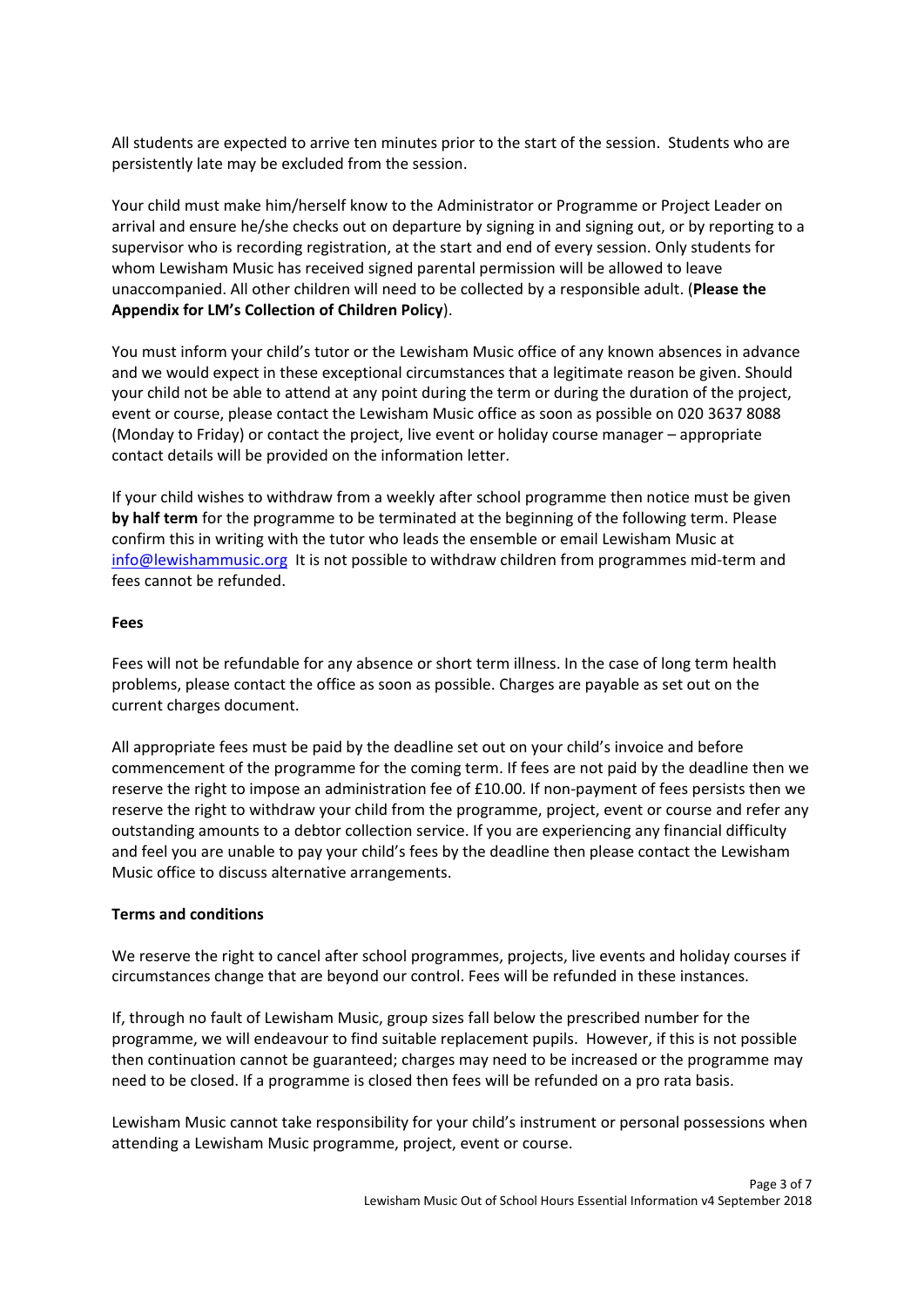All students are expected to arrive ten minutes prior to the start of the session. Students who are persistently late may be excluded from the session.

Your child must make him/herself know to the Administrator or Programme or Project Leader on arrival and ensure he/she checks out on departure by signing in and signing out, or by reporting to a supervisor who is recording registration, at the start and end of every session. Only students for whom Lewisham Music has received signed parental permission will be allowed to leave unaccompanied. All other children will need to be collected by a responsible adult. (**Please the Appendix for LM's Collection of Children Policy**).

You must inform your child's tutor or the Lewisham Music office of any known absences in advance and we would expect in these exceptional circumstances that a legitimate reason be given. Should your child not be able to attend at any point during the term or during the duration of the project, event or course, please contact the Lewisham Music office as soon as possible on 020 3637 8088 (Monday to Friday) or contact the project, live event or holiday course manager – appropriate contact details will be provided on the information letter.

If your child wishes to withdraw from a weekly after school programme then notice must be given **by half term** for the programme to be terminated at the beginning of the following term. Please confirm this in writing with the tutor who leads the ensemble or email Lewisham Music at info@lewishammusic.org It is not possible to withdraw children from programmes mid-term and fees cannot be refunded.

**Fees**

Fees will not be refundable for any absence or short term illness. In the case of long term health problems, please contact the office as soon as possible. Charges are payable as set out on the current charges document.

All appropriate fees must be paid by the deadline set out on your child's invoice and before commencement of the programme for the coming term. If fees are not paid by the deadline then we reserve the right to impose an administration fee of £10.00. If non-payment of fees persists then we reserve the right to withdraw your child from the programme, project, event or course and refer any outstanding amounts to a debtor collection service. If you are experiencing any financial difficulty and feel you are unable to pay your child's fees by the deadline then please contact the Lewisham Music office to discuss alternative arrangements.

**Terms and conditions**

We reserve the right to cancel after school programmes, projects, live events and holiday courses if circumstances change that are beyond our control. Fees will be refunded in these instances.

If, through no fault of Lewisham Music, group sizes fall below the prescribed number for the programme, we will endeavour to find suitable replacement pupils. However, if this is not possible then continuation cannot be guaranteed; charges may need to be increased or the programme may need to be closed. If a programme is closed then fees will be refunded on a pro rata basis.

Lewisham Music cannot take responsibility for your child's instrument or personal possessions when attending a Lewisham Music programme, project, event or course.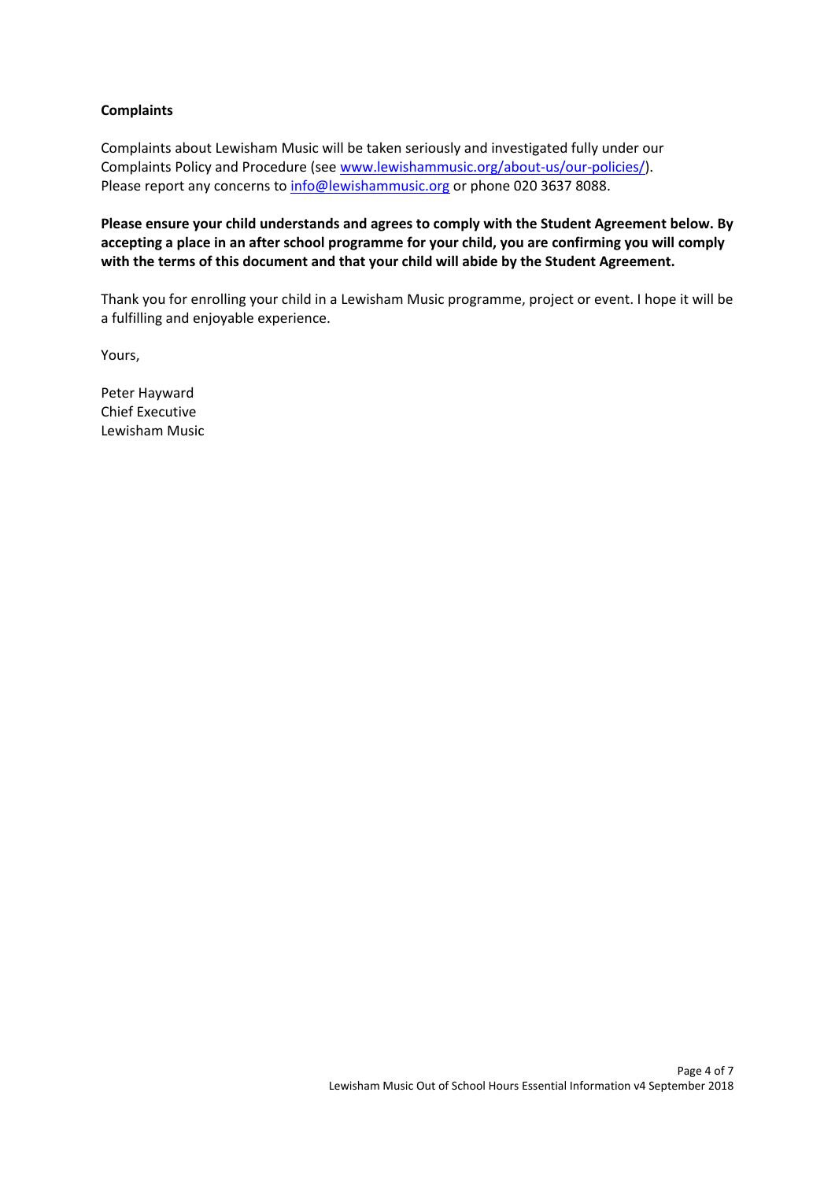**Complaints**

Complaints about Lewisham Music will be taken seriously and investigated fully under our Complaints Policy and Procedure (see [www.lewishammusic.org/about-us/our-policies/](http://www.lewishammusic.org/about-us/our-policies/)). Please report any concerns to [info@lewishammusic.org](mailto:info@lewishammusic.org) or phone 020 3637 8088.

**Please ensure your child understands and agrees to comply with the Student Agreement below. By accepting a place in an after school programme for your child, you are confirming you will comply with the terms of this document and that your child will abide by the Student Agreement.**

Thank you for enrolling your child in a Lewisham Music programme, project or event. I hope it will be a fulfilling and enjoyable experience.

Yours,

Peter Hayward
Chief Executive
Lewisham Music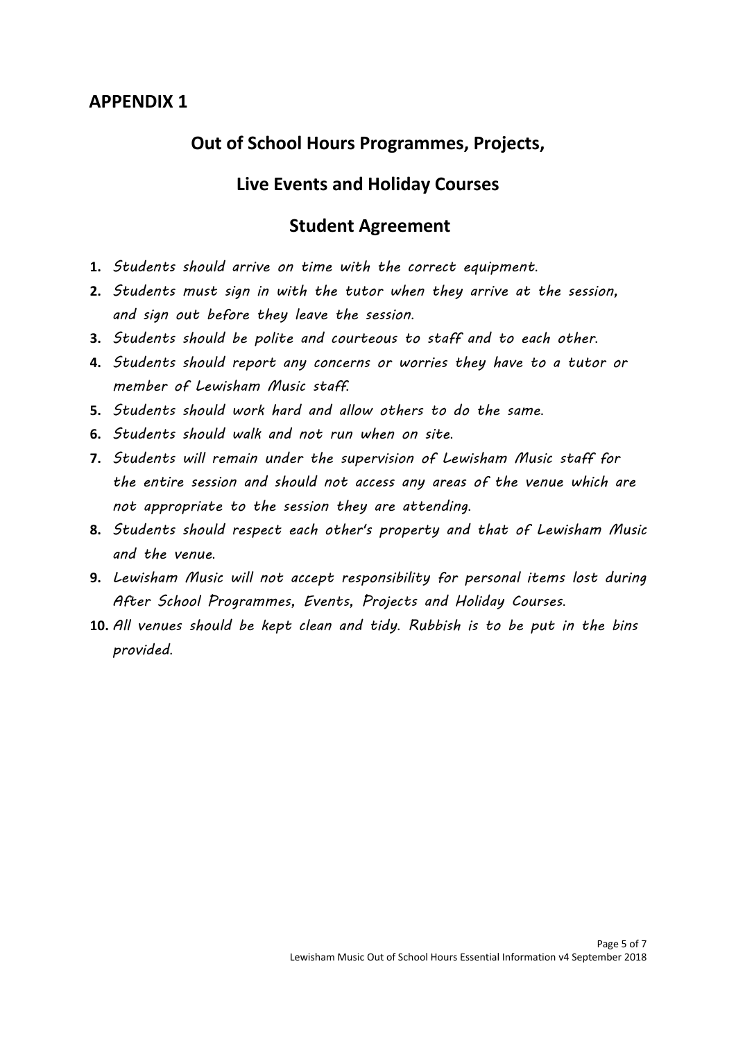## APPENDIX 1

# Out of School Hours Programmes, Projects, Live Events and Holiday Courses

# Student Agreement

1. *Students should arrive on time with the correct equipment.*
2. *Students must sign in with the tutor when they arrive at the session, and sign out before they leave the session.*
3. *Students should be polite and courteous to staff and to each other.*
4. *Students should report any concerns or worries they have to a tutor or member of Lewisham Music staff.*
5. *Students should work hard and allow others to do the same.*
6. *Students should walk and not run when on site.*
7. *Students will remain under the supervision of Lewisham Music staff for the entire session and should not access any areas of the venue which are not appropriate to the session they are attending.*
8. *Students should respect each other's property and that of Lewisham Music and the venue.*
9. *Lewisham Music will not accept responsibility for personal items lost during After School Programmes, Events, Projects and Holiday Courses.*
10. *All venues should be kept clean and tidy. Rubbish is to be put in the bins provided.*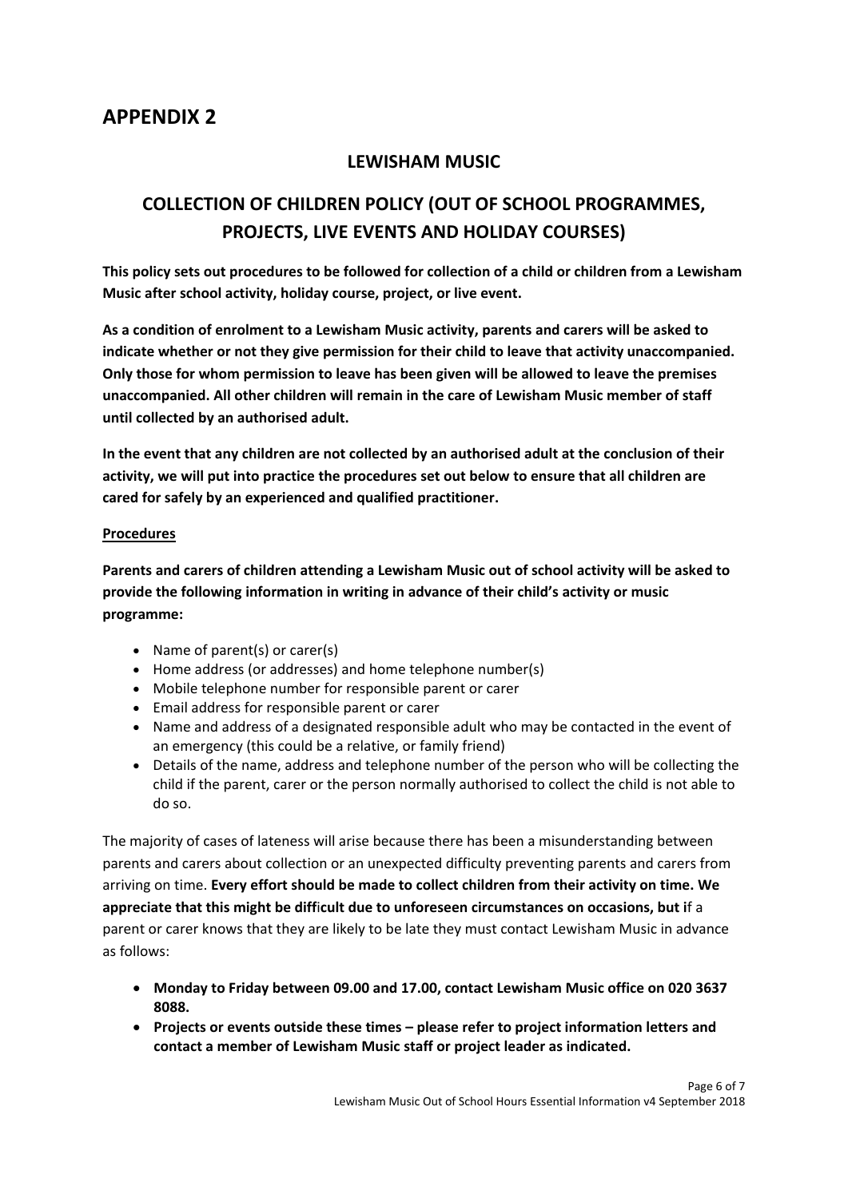# APPENDIX 2

## LEWISHAM MUSIC

## COLLECTION OF CHILDREN POLICY (OUT OF SCHOOL PROGRAMMES, PROJECTS, LIVE EVENTS AND HOLIDAY COURSES)

**This policy sets out procedures to be followed for collection of a child or children from a Lewisham Music after school activity, holiday course, project, or live event.**

**As a condition of enrolment to a Lewisham Music activity, parents and carers will be asked to indicate whether or not they give permission for their child to leave that activity unaccompanied. Only those for whom permission to leave has been given will be allowed to leave the premises unaccompanied. All other children will remain in the care of Lewisham Music member of staff until collected by an authorised adult.**

**In the event that any children are not collected by an authorised adult at the conclusion of their activity, we will put into practice the procedures set out below to ensure that all children are cared for safely by an experienced and qualified practitioner.**

**Procedures**

**Parents and carers of children attending a Lewisham Music out of school activity will be asked to provide the following information in writing in advance of their child's activity or music programme:**

- Name of parent(s) or carer(s)
- Home address (or addresses) and home telephone number(s)
- Mobile telephone number for responsible parent or carer
- Email address for responsible parent or carer
- Name and address of a designated responsible adult who may be contacted in the event of an emergency (this could be a relative, or family friend)
- Details of the name, address and telephone number of the person who will be collecting the child if the parent, carer or the person normally authorised to collect the child is not able to do so.

The majority of cases of lateness will arise because there has been a misunderstanding between parents and carers about collection or an unexpected difficulty preventing parents and carers from arriving on time. **Every effort should be made to collect children from their activity on time. We appreciate that this might be difficult due to unforeseen circumstances on occasions, but i**f a parent or carer knows that they are likely to be late they must contact Lewisham Music in advance as follows:

- **Monday to Friday between 09.00 and 17.00, contact Lewisham Music office on 020 3637 8088.**
- **Projects or events outside these times – please refer to project information letters and contact a member of Lewisham Music staff or project leader as indicated.**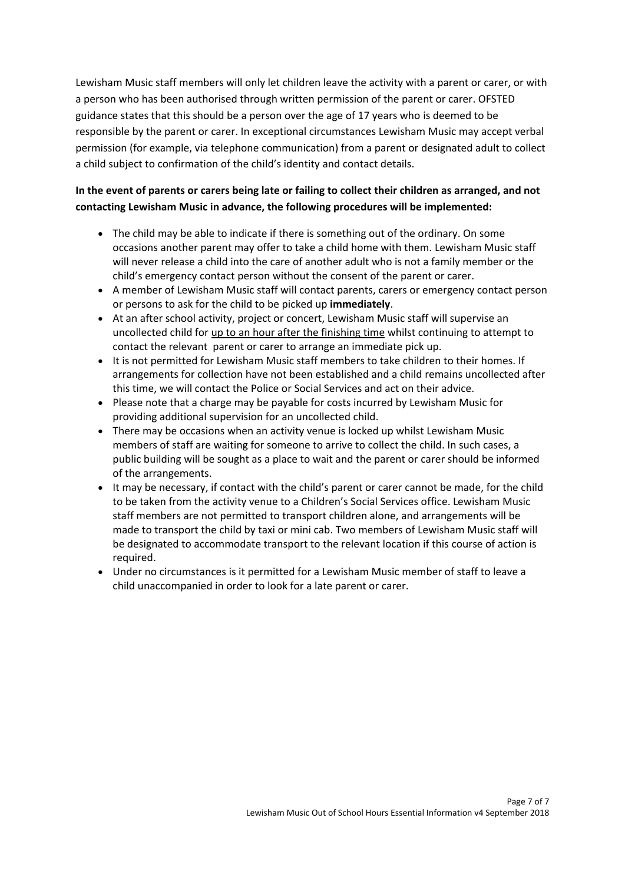Lewisham Music staff members will only let children leave the activity with a parent or carer, or with a person who has been authorised through written permission of the parent or carer. OFSTED guidance states that this should be a person over the age of 17 years who is deemed to be responsible by the parent or carer. In exceptional circumstances Lewisham Music may accept verbal permission (for example, via telephone communication) from a parent or designated adult to collect a child subject to confirmation of the child's identity and contact details.

**In the event of parents or carers being late or failing to collect their children as arranged, and not contacting Lewisham Music in advance, the following procedures will be implemented:**

- The child may be able to indicate if there is something out of the ordinary. On some occasions another parent may offer to take a child home with them. Lewisham Music staff will never release a child into the care of another adult who is not a family member or the child's emergency contact person without the consent of the parent or carer.
- A member of Lewisham Music staff will contact parents, carers or emergency contact person or persons to ask for the child to be picked up **immediately**.
- At an after school activity, project or concert, Lewisham Music staff will supervise an uncollected child for <u>up to an hour after the finishing time</u> whilst continuing to attempt to contact the relevant parent or carer to arrange an immediate pick up.
- It is not permitted for Lewisham Music staff members to take children to their homes. If arrangements for collection have not been established and a child remains uncollected after this time, we will contact the Police or Social Services and act on their advice.
- Please note that a charge may be payable for costs incurred by Lewisham Music for providing additional supervision for an uncollected child.
- There may be occasions when an activity venue is locked up whilst Lewisham Music members of staff are waiting for someone to arrive to collect the child. In such cases, a public building will be sought as a place to wait and the parent or carer should be informed of the arrangements.
- It may be necessary, if contact with the child's parent or carer cannot be made, for the child to be taken from the activity venue to a Children's Social Services office. Lewisham Music staff members are not permitted to transport children alone, and arrangements will be made to transport the child by taxi or mini cab. Two members of Lewisham Music staff will be designated to accommodate transport to the relevant location if this course of action is required.
- Under no circumstances is it permitted for a Lewisham Music member of staff to leave a child unaccompanied in order to look for a late parent or carer.